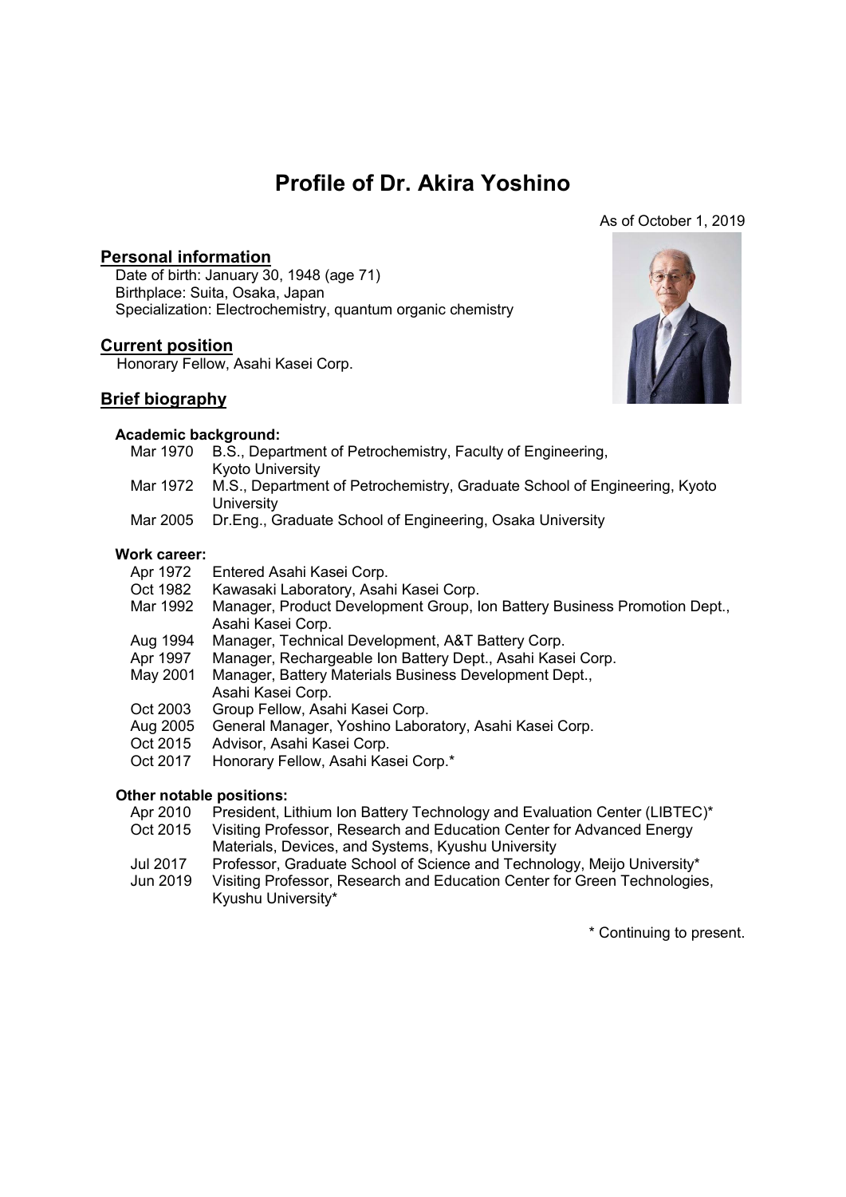# Profile of Dr. Akira Yoshino

As of October 1, 2019

## Personal information

Date of birth: January 30, 1948 (age 71)
Birthplace: Suita, Osaka, Japan
Specialization: Electrochemistry, quantum organic chemistry

## Current position

Honorary Fellow, Asahi Kasei Corp.

## Brief biography

### Academic background:

| | |
|---|---|
| Mar 1970 | B.S., Department of Petrochemistry, Faculty of Engineering, Kyoto University |
| Mar 1972 | M.S., Department of Petrochemistry, Graduate School of Engineering, Kyoto University |
| Mar 2005 | Dr.Eng., Graduate School of Engineering, Osaka University |

### Work career:

| | |
|---|---|
| Apr 1972 | Entered Asahi Kasei Corp. |
| Oct 1982 | Kawasaki Laboratory, Asahi Kasei Corp. |
| Mar 1992 | Manager, Product Development Group, Ion Battery Business Promotion Dept., Asahi Kasei Corp. |
| Aug 1994 | Manager, Technical Development, A&T Battery Corp. |
| Apr 1997 | Manager, Rechargeable Ion Battery Dept., Asahi Kasei Corp. |
| May 2001 | Manager, Battery Materials Business Development Dept., Asahi Kasei Corp. |
| Oct 2003 | Group Fellow, Asahi Kasei Corp. |
| Aug 2005 | General Manager, Yoshino Laboratory, Asahi Kasei Corp. |
| Oct 2015 | Advisor, Asahi Kasei Corp. |
| Oct 2017 | Honorary Fellow, Asahi Kasei Corp.* |

### Other notable positions:

| | |
|---|---|
| Apr 2010 | President, Lithium Ion Battery Technology and Evaluation Center (LIBTEC)* |
| Oct 2015 | Visiting Professor, Research and Education Center for Advanced Energy Materials, Devices, and Systems, Kyushu University |
| Jul 2017 | Professor, Graduate School of Science and Technology, Meijo University* |
| Jun 2019 | Visiting Professor, Research and Education Center for Green Technologies, Kyushu University* |

\* Continuing to present.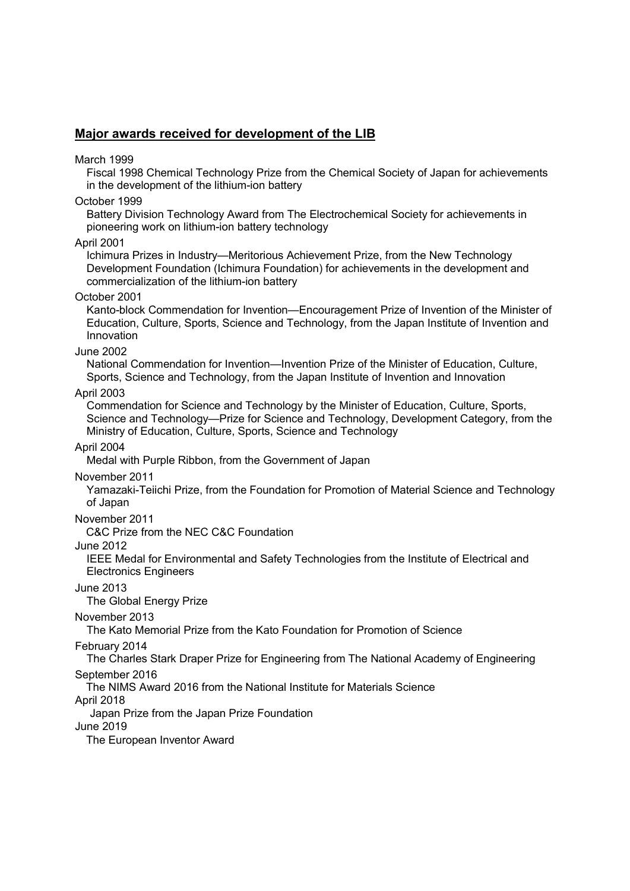## Major awards received for development of the LIB

March 1999
Fiscal 1998 Chemical Technology Prize from the Chemical Society of Japan for achievements in the development of the lithium-ion battery

October 1999
Battery Division Technology Award from The Electrochemical Society for achievements in pioneering work on lithium-ion battery technology

April 2001
Ichimura Prizes in Industry—Meritorious Achievement Prize, from the New Technology Development Foundation (Ichimura Foundation) for achievements in the development and commercialization of the lithium-ion battery

October 2001
Kanto-block Commendation for Invention—Encouragement Prize of Invention of the Minister of Education, Culture, Sports, Science and Technology, from the Japan Institute of Invention and Innovation

June 2002
National Commendation for Invention—Invention Prize of the Minister of Education, Culture, Sports, Science and Technology, from the Japan Institute of Invention and Innovation

April 2003
Commendation for Science and Technology by the Minister of Education, Culture, Sports, Science and Technology—Prize for Science and Technology, Development Category, from the Ministry of Education, Culture, Sports, Science and Technology

April 2004
Medal with Purple Ribbon, from the Government of Japan

November 2011
Yamazaki-Teiichi Prize, from the Foundation for Promotion of Material Science and Technology of Japan

November 2011
C&C Prize from the NEC C&C Foundation

June 2012
IEEE Medal for Environmental and Safety Technologies from the Institute of Electrical and Electronics Engineers

June 2013
The Global Energy Prize

November 2013
The Kato Memorial Prize from the Kato Foundation for Promotion of Science

February 2014
The Charles Stark Draper Prize for Engineering from The National Academy of Engineering

September 2016
The NIMS Award 2016 from the National Institute for Materials Science

April 2018
Japan Prize from the Japan Prize Foundation

June 2019
The European Inventor Award